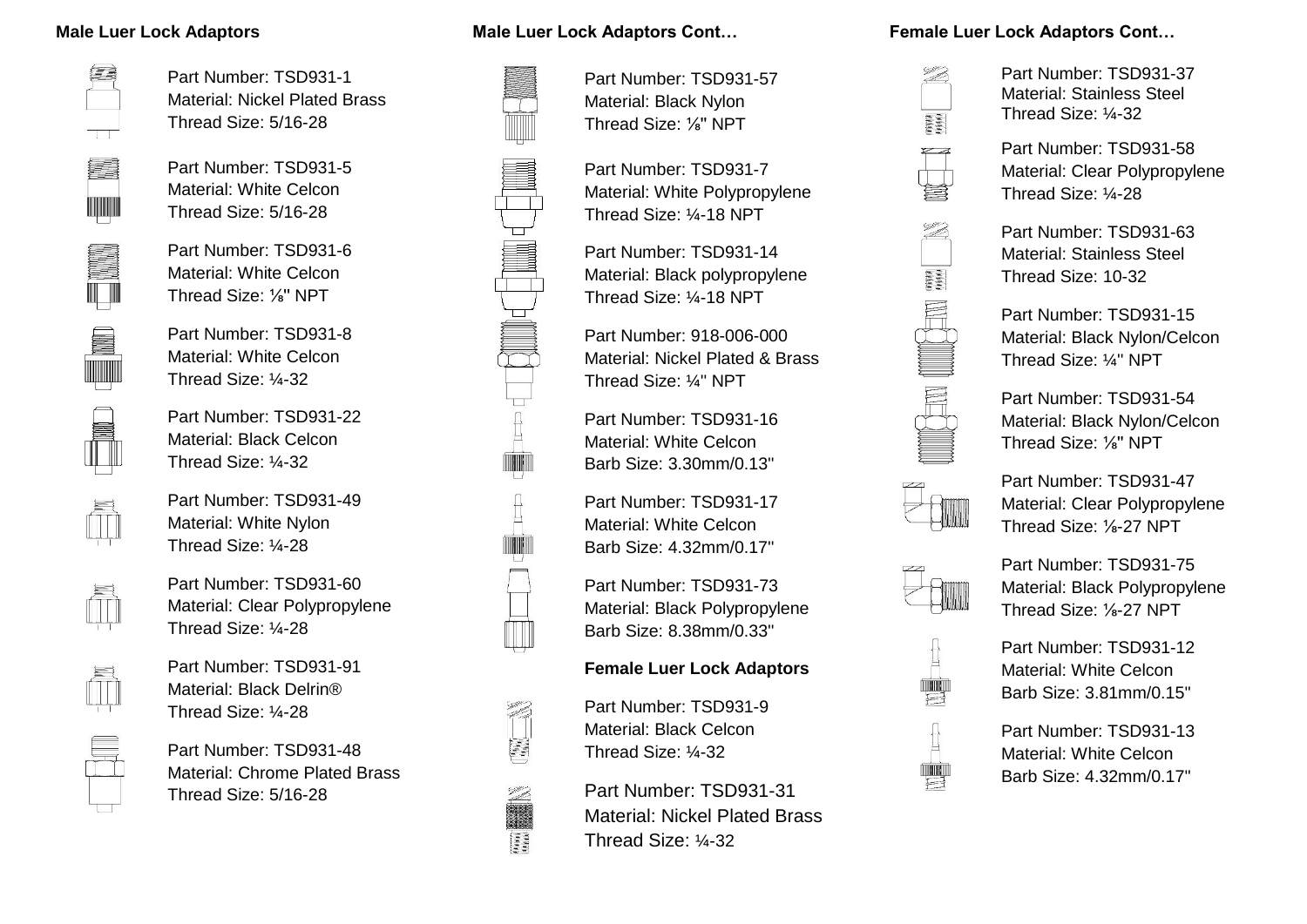### Male Luer Lock Adaptors

Part Number: TSD931-1
Material: Nickel Plated Brass
Thread Size: 5/16-28

Part Number: TSD931-5
Material: White Celcon
Thread Size: 5/16-28

Part Number: TSD931-6
Material: White Celcon
Thread Size: ⅛" NPT

Part Number: TSD931-8
Material: White Celcon
Thread Size: ¼-32

Part Number: TSD931-22
Material: Black Celcon
Thread Size: ¼-32

Part Number: TSD931-49
Material: White Nylon
Thread Size: ¼-28

Part Number: TSD931-60
Material: Clear Polypropylene
Thread Size: ¼-28

Part Number: TSD931-91
Material: Black Delrin®
Thread Size: ¼-28

Part Number: TSD931-48
Material: Chrome Plated Brass
Thread Size: 5/16-28

### Male Luer Lock Adaptors Cont…

Part Number: TSD931-57
Material: Black Nylon
Thread Size: ⅛" NPT

Part Number: TSD931-7
Material: White Polypropylene
Thread Size: ¼-18 NPT

Part Number: TSD931-14
Material: Black polypropylene
Thread Size: ¼-18 NPT

Part Number: 918-006-000
Material: Nickel Plated & Brass
Thread Size: ¼" NPT

Part Number: TSD931-16
Material: White Celcon
Barb Size: 3.30mm/0.13"

Part Number: TSD931-17
Material: White Celcon
Barb Size: 4.32mm/0.17"

Part Number: TSD931-73
Material: Black Polypropylene
Barb Size: 8.38mm/0.33"

### Female Luer Lock Adaptors

Part Number: TSD931-9
Material: Black Celcon
Thread Size: ¼-32

Part Number: TSD931-31
Material: Nickel Plated Brass
Thread Size: ¼-32

### Female Luer Lock Adaptors Cont…

Part Number: TSD931-37
Material: Stainless Steel
Thread Size: ¼-32

Part Number: TSD931-58
Material: Clear Polypropylene
Thread Size: ¼-28

Part Number: TSD931-63
Material: Stainless Steel
Thread Size: 10-32

Part Number: TSD931-15
Material: Black Nylon/Celcon
Thread Size: ¼" NPT

Part Number: TSD931-54
Material: Black Nylon/Celcon
Thread Size: ⅛" NPT

Part Number: TSD931-47
Material: Clear Polypropylene
Thread Size: ⅛-27 NPT

Part Number: TSD931-75
Material: Black Polypropylene
Thread Size: ⅛-27 NPT

Part Number: TSD931-12
Material: White Celcon
Barb Size: 3.81mm/0.15"

Part Number: TSD931-13
Material: White Celcon
Barb Size: 4.32mm/0.17"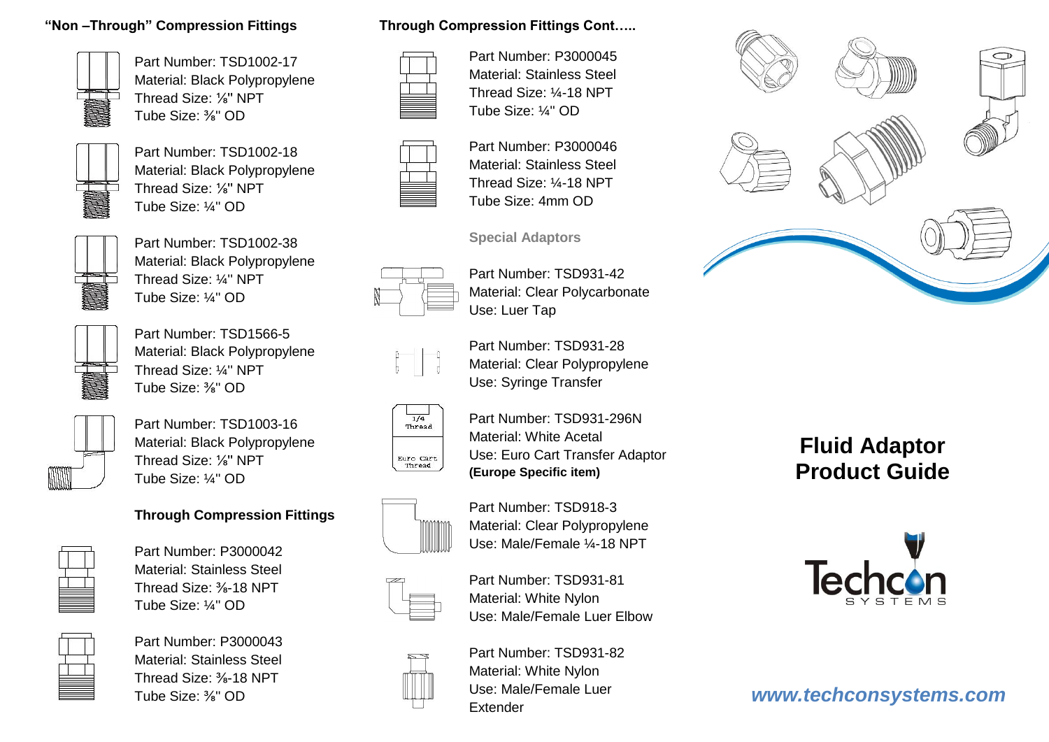## "Non –Through" Compression Fittings

Part Number: TSD1002-17
Material: Black Polypropylene
Thread Size: ⅛" NPT
Tube Size: ⅜" OD

Part Number: TSD1002-18
Material: Black Polypropylene
Thread Size: ⅛" NPT
Tube Size: ¼" OD

Part Number: TSD1002-38
Material: Black Polypropylene
Thread Size: ¼" NPT
Tube Size: ¼" OD

Part Number: TSD1566-5
Material: Black Polypropylene
Thread Size: ¼" NPT
Tube Size: ⅜" OD

Part Number: TSD1003-16
Material: Black Polypropylene
Thread Size: ⅛" NPT
Tube Size: ¼" OD

## Through Compression Fittings

Part Number: P3000042
Material: Stainless Steel
Thread Size: ⅜-18 NPT
Tube Size: ¼" OD

Part Number: P3000043
Material: Stainless Steel
Thread Size: ⅜-18 NPT
Tube Size: ⅜" OD

## Through Compression Fittings Cont…..

Part Number: P3000045
Material: Stainless Steel
Thread Size: ¼-18 NPT
Tube Size: ¼" OD

Part Number: P3000046
Material: Stainless Steel
Thread Size: ¼-18 NPT
Tube Size: 4mm OD

## Special Adaptors

Part Number: TSD931-42
Material: Clear Polycarbonate
Use: Luer Tap

Part Number: TSD931-28
Material: Clear Polypropylene
Use: Syringe Transfer

1/4 Thread
Euro Cart Thread

Part Number: TSD931-296N
Material: White Acetal
Use: Euro Cart Transfer Adaptor
**(Europe Specific item)**

Part Number: TSD918-3
Material: Clear Polypropylene
Use: Male/Female ¼-18 NPT

Part Number: TSD931-81
Material: White Nylon
Use: Male/Female Luer Elbow

Part Number: TSD931-82
Material: White Nylon
Use: Male/Female Luer Extender

# Fluid Adaptor Product Guide

Techcon SYSTEMS

***www.techconsystems.com***